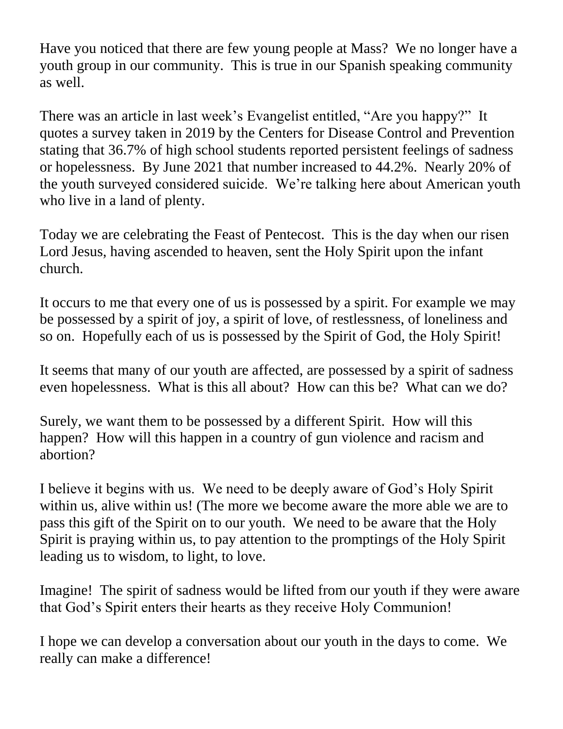Have you noticed that there are few young people at Mass? We no longer have a youth group in our community. This is true in our Spanish speaking community as well.

There was an article in last week's Evangelist entitled, "Are you happy?" It quotes a survey taken in 2019 by the Centers for Disease Control and Prevention stating that 36.7% of high school students reported persistent feelings of sadness or hopelessness. By June 2021 that number increased to 44.2%. Nearly 20% of the youth surveyed considered suicide. We're talking here about American youth who live in a land of plenty.

Today we are celebrating the Feast of Pentecost. This is the day when our risen Lord Jesus, having ascended to heaven, sent the Holy Spirit upon the infant church.

It occurs to me that every one of us is possessed by a spirit. For example we may be possessed by a spirit of joy, a spirit of love, of restlessness, of loneliness and so on. Hopefully each of us is possessed by the Spirit of God, the Holy Spirit!

It seems that many of our youth are affected, are possessed by a spirit of sadness even hopelessness. What is this all about? How can this be? What can we do?

Surely, we want them to be possessed by a different Spirit. How will this happen? How will this happen in a country of gun violence and racism and abortion?

I believe it begins with us. We need to be deeply aware of God's Holy Spirit within us, alive within us! (The more we become aware the more able we are to pass this gift of the Spirit on to our youth. We need to be aware that the Holy Spirit is praying within us, to pay attention to the promptings of the Holy Spirit leading us to wisdom, to light, to love.

Imagine! The spirit of sadness would be lifted from our youth if they were aware that God's Spirit enters their hearts as they receive Holy Communion!

I hope we can develop a conversation about our youth in the days to come. We really can make a difference!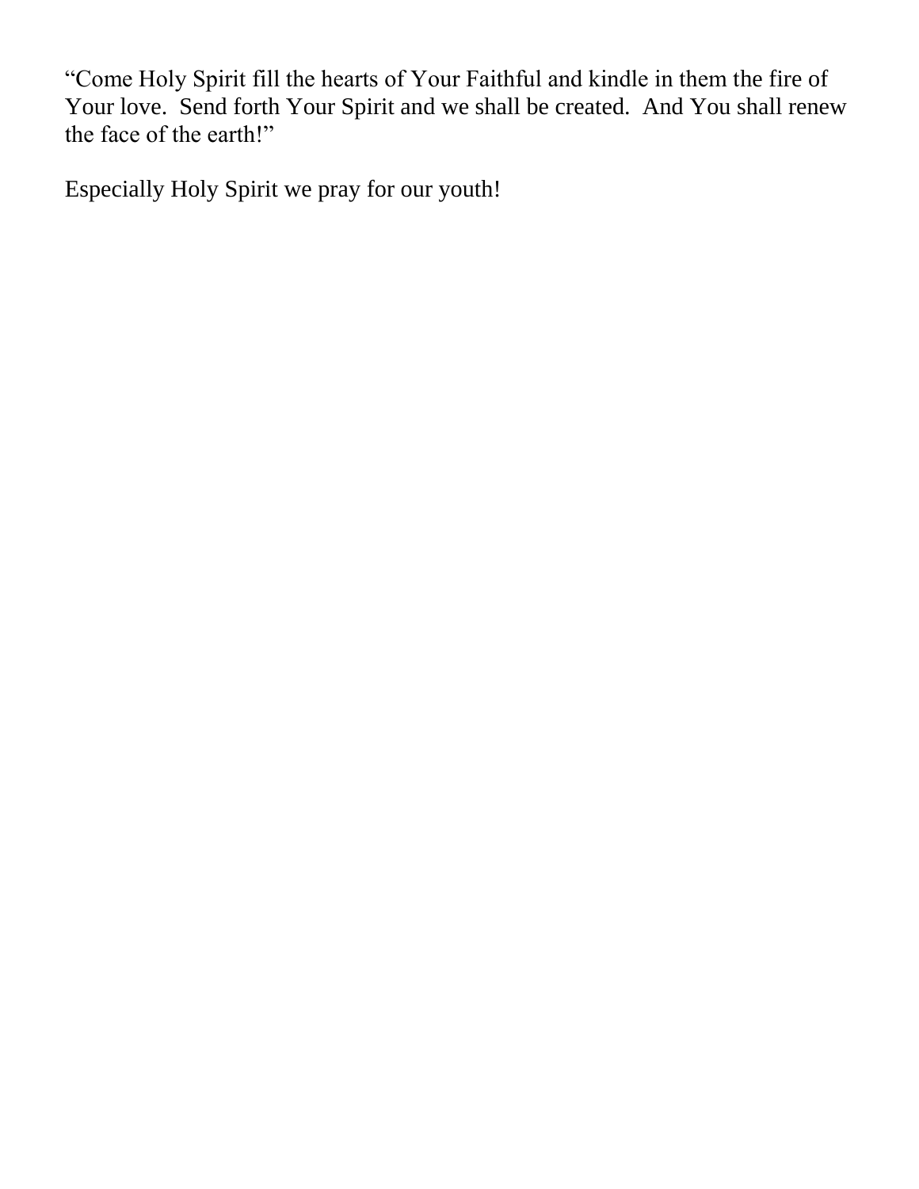"Come Holy Spirit fill the hearts of Your Faithful and kindle in them the fire of Your love. Send forth Your Spirit and we shall be created. And You shall renew the face of the earth!"

Especially Holy Spirit we pray for our youth!